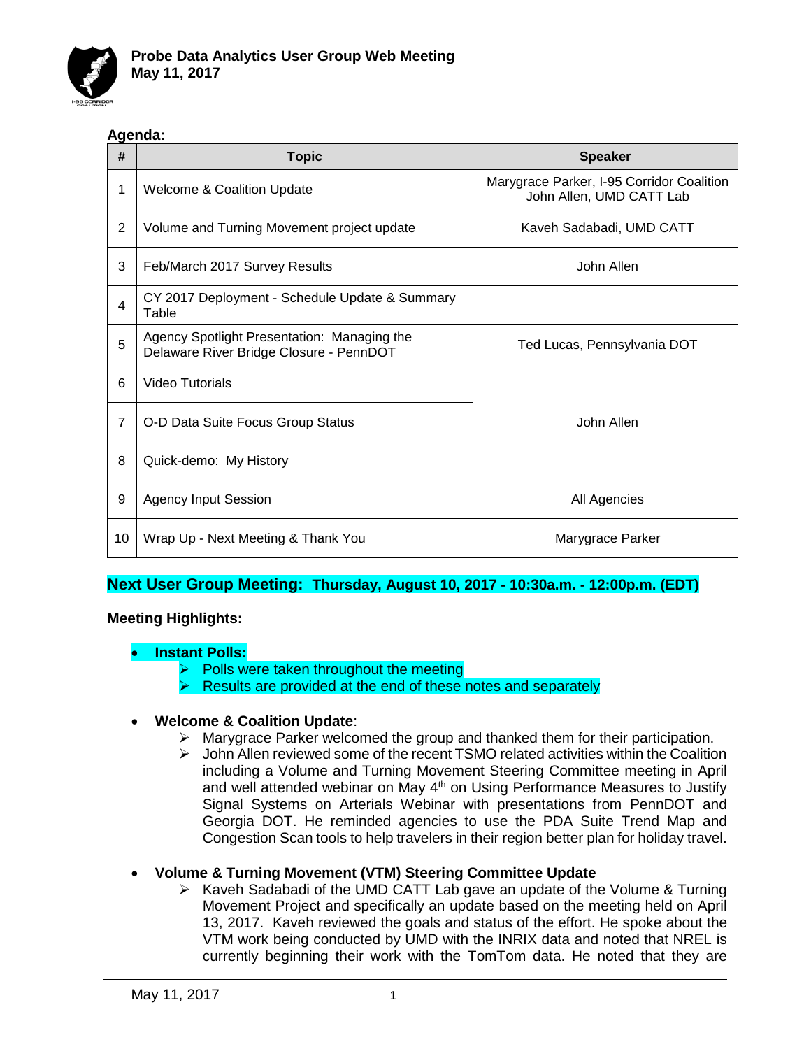# Probe Data Analytics User Group Web Meeting
**May 11, 2017**

**Agenda:**

| # | Topic | Speaker |
|---|---|---|
| 1 | Welcome & Coalition Update | Marygrace Parker, I-95 Corridor Coalition<br>John Allen, UMD CATT Lab |
| 2 | Volume and Turning Movement project update | Kaveh Sadabadi, UMD CATT |
| 3 | Feb/March 2017 Survey Results | John Allen |
| 4 | CY 2017 Deployment - Schedule Update & Summary Table | |
| 5 | Agency Spotlight Presentation: Managing the Delaware River Bridge Closure - PennDOT | Ted Lucas, Pennsylvania DOT |
| 6 | Video Tutorials | John Allen |
| 7 | O-D Data Suite Focus Group Status | |
| 8 | Quick-demo: My History | |
| 9 | Agency Input Session | All Agencies |
| 10 | Wrap Up - Next Meeting & Thank You | Marygrace Parker |

**Next User Group Meeting: Thursday, August 10, 2017 - 10:30a.m. - 12:00p.m. (EDT)**

**Meeting Highlights:**

- **Instant Polls:**
  - Polls were taken throughout the meeting
  - Results are provided at the end of these notes and separately

- **Welcome & Coalition Update**:
  - Marygrace Parker welcomed the group and thanked them for their participation.
  - John Allen reviewed some of the recent TSMO related activities within the Coalition including a Volume and Turning Movement Steering Committee meeting in April and well attended webinar on May 4th on Using Performance Measures to Justify Signal Systems on Arterials Webinar with presentations from PennDOT and Georgia DOT. He reminded agencies to use the PDA Suite Trend Map and Congestion Scan tools to help travelers in their region better plan for holiday travel.

- **Volume & Turning Movement (VTM) Steering Committee Update**
  - Kaveh Sadabadi of the UMD CATT Lab gave an update of the Volume & Turning Movement Project and specifically an update based on the meeting held on April 13, 2017. Kaveh reviewed the goals and status of the effort. He spoke about the VTM work being conducted by UMD with the INRIX data and noted that NREL is currently beginning their work with the TomTom data. He noted that they are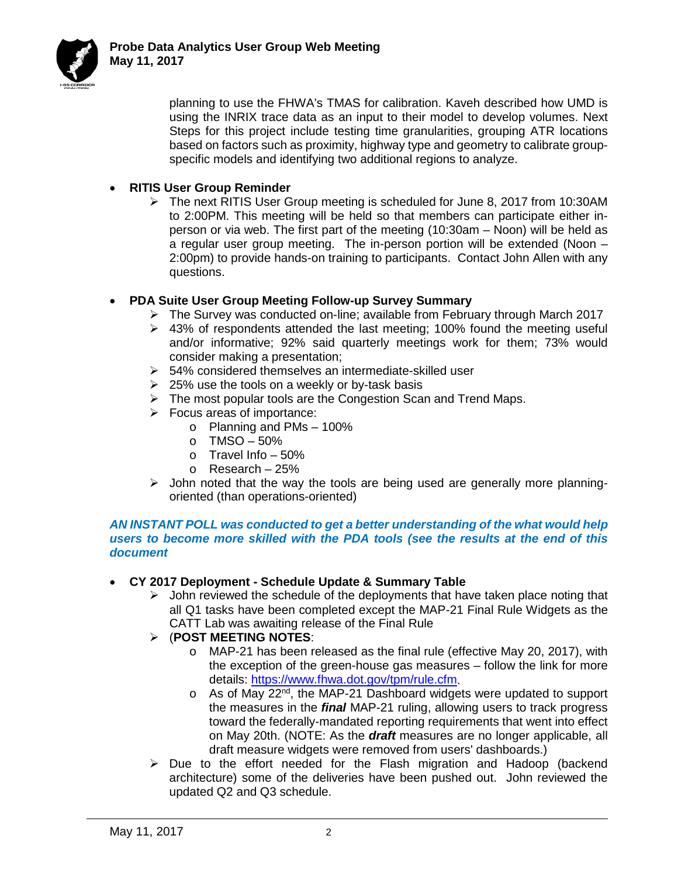planning to use the FHWA's TMAS for calibration. Kaveh described how UMD is using the INRIX trace data as an input to their model to develop volumes. Next Steps for this project include testing time granularities, grouping ATR locations based on factors such as proximity, highway type and geometry to calibrate group-specific models and identifying two additional regions to analyze.

- **RITIS User Group Reminder**
  - The next RITIS User Group meeting is scheduled for June 8, 2017 from 10:30AM to 2:00PM. This meeting will be held so that members can participate either in-person or via web. The first part of the meeting (10:30am – Noon) will be held as a regular user group meeting. The in-person portion will be extended (Noon – 2:00pm) to provide hands-on training to participants. Contact John Allen with any questions.

- **PDA Suite User Group Meeting Follow-up Survey Summary**
  - The Survey was conducted on-line; available from February through March 2017
  - 43% of respondents attended the last meeting; 100% found the meeting useful and/or informative; 92% said quarterly meetings work for them; 73% would consider making a presentation;
  - 54% considered themselves an intermediate-skilled user
  - 25% use the tools on a weekly or by-task basis
  - The most popular tools are the Congestion Scan and Trend Maps.
  - Focus areas of importance:
    - Planning and PMs – 100%
    - TMSO – 50%
    - Travel Info – 50%
    - Research – 25%
  - John noted that the way the tools are being used are generally more planning-oriented (than operations-oriented)

***AN INSTANT POLL was conducted to get a better understanding of the what would help users to become more skilled with the PDA tools (see the results at the end of this document***

- **CY 2017 Deployment - Schedule Update & Summary Table**
  - John reviewed the schedule of the deployments that have taken place noting that all Q1 tasks have been completed except the MAP-21 Final Rule Widgets as the CATT Lab was awaiting release of the Final Rule
  - (**POST MEETING NOTES**:
    - MAP-21 has been released as the final rule (effective May 20, 2017), with the exception of the green-house gas measures – follow the link for more details: [https://www.fhwa.dot.gov/tpm/rule.cfm](https://www.fhwa.dot.gov/tpm/rule.cfm).
    - As of May 22nd, the MAP-21 Dashboard widgets were updated to support the measures in the ***final*** MAP-21 ruling, allowing users to track progress toward the federally-mandated reporting requirements that went into effect on May 20th. (NOTE: As the ***draft*** measures are no longer applicable, all draft measure widgets were removed from users' dashboards.)
  - Due to the effort needed for the Flash migration and Hadoop (backend architecture) some of the deliveries have been pushed out. John reviewed the updated Q2 and Q3 schedule.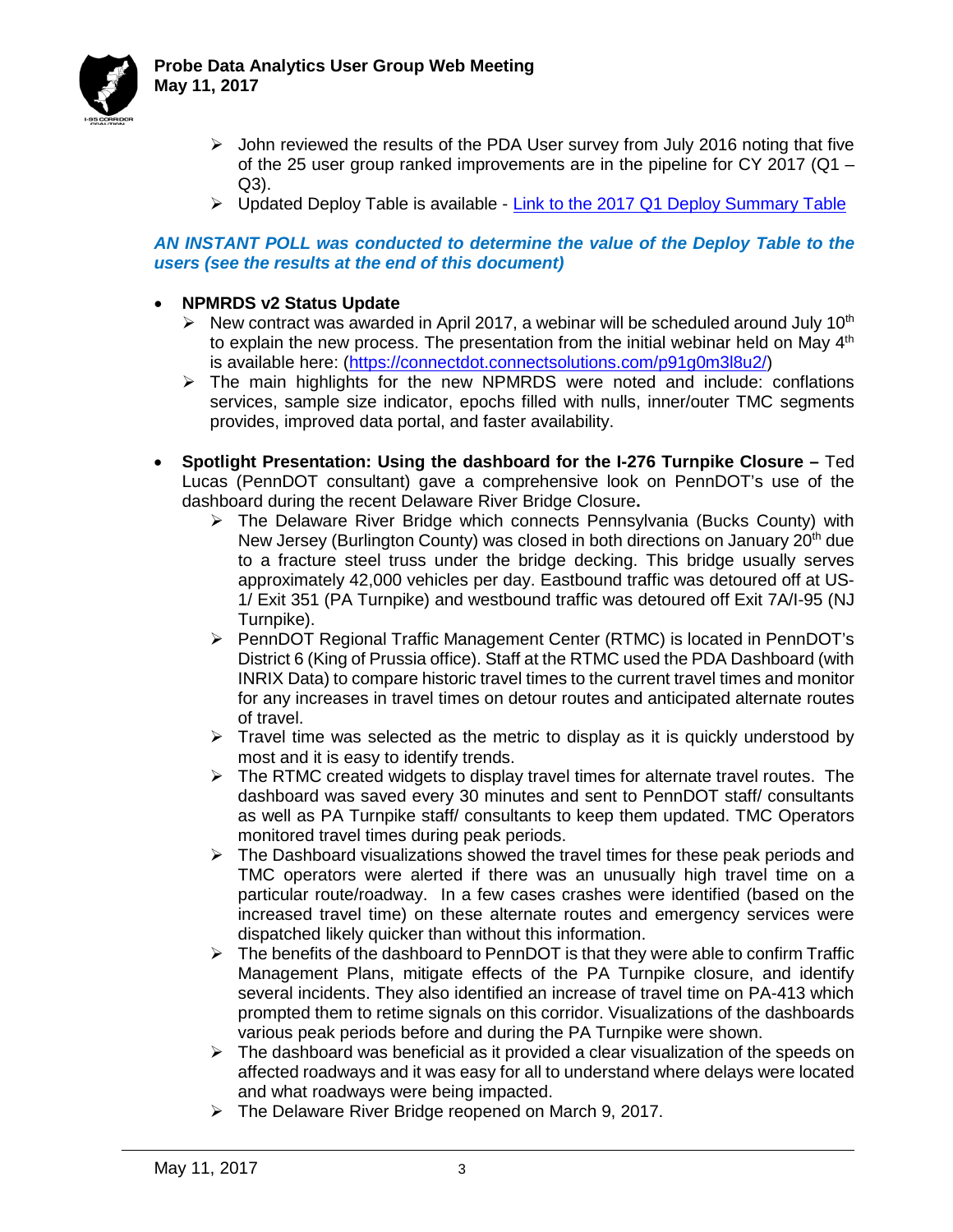- John reviewed the results of the PDA User survey from July 2016 noting that five of the 25 user group ranked improvements are in the pipeline for CY 2017 (Q1 – Q3).
- Updated Deploy Table is available - [Link to the 2017 Q1 Deploy Summary Table]()

***AN INSTANT POLL was conducted to determine the value of the Deploy Table to the users (see the results at the end of this document)***

- **NPMRDS v2 Status Update**
  - New contract was awarded in April 2017, a webinar will be scheduled around July 10th to explain the new process. The presentation from the initial webinar held on May 4th is available here: (https://connectdot.connectsolutions.com/p91g0m3l8u2/)
  - The main highlights for the new NPMRDS were noted and include: conflations services, sample size indicator, epochs filled with nulls, inner/outer TMC segments provides, improved data portal, and faster availability.

- **Spotlight Presentation: Using the dashboard for the I-276 Turnpike Closure –** Ted Lucas (PennDOT consultant) gave a comprehensive look on PennDOT's use of the dashboard during the recent Delaware River Bridge Closure**.**
  - The Delaware River Bridge which connects Pennsylvania (Bucks County) with New Jersey (Burlington County) was closed in both directions on January 20th due to a fracture steel truss under the bridge decking. This bridge usually serves approximately 42,000 vehicles per day. Eastbound traffic was detoured off at US-1/ Exit 351 (PA Turnpike) and westbound traffic was detoured off Exit 7A/I-95 (NJ Turnpike).
  - PennDOT Regional Traffic Management Center (RTMC) is located in PennDOT's District 6 (King of Prussia office). Staff at the RTMC used the PDA Dashboard (with INRIX Data) to compare historic travel times to the current travel times and monitor for any increases in travel times on detour routes and anticipated alternate routes of travel.
  - Travel time was selected as the metric to display as it is quickly understood by most and it is easy to identify trends.
  - The RTMC created widgets to display travel times for alternate travel routes. The dashboard was saved every 30 minutes and sent to PennDOT staff/ consultants as well as PA Turnpike staff/ consultants to keep them updated. TMC Operators monitored travel times during peak periods.
  - The Dashboard visualizations showed the travel times for these peak periods and TMC operators were alerted if there was an unusually high travel time on a particular route/roadway. In a few cases crashes were identified (based on the increased travel time) on these alternate routes and emergency services were dispatched likely quicker than without this information.
  - The benefits of the dashboard to PennDOT is that they were able to confirm Traffic Management Plans, mitigate effects of the PA Turnpike closure, and identify several incidents. They also identified an increase of travel time on PA-413 which prompted them to retime signals on this corridor. Visualizations of the dashboards various peak periods before and during the PA Turnpike were shown.
  - The dashboard was beneficial as it provided a clear visualization of the speeds on affected roadways and it was easy for all to understand where delays were located and what roadways were being impacted.
  - The Delaware River Bridge reopened on March 9, 2017.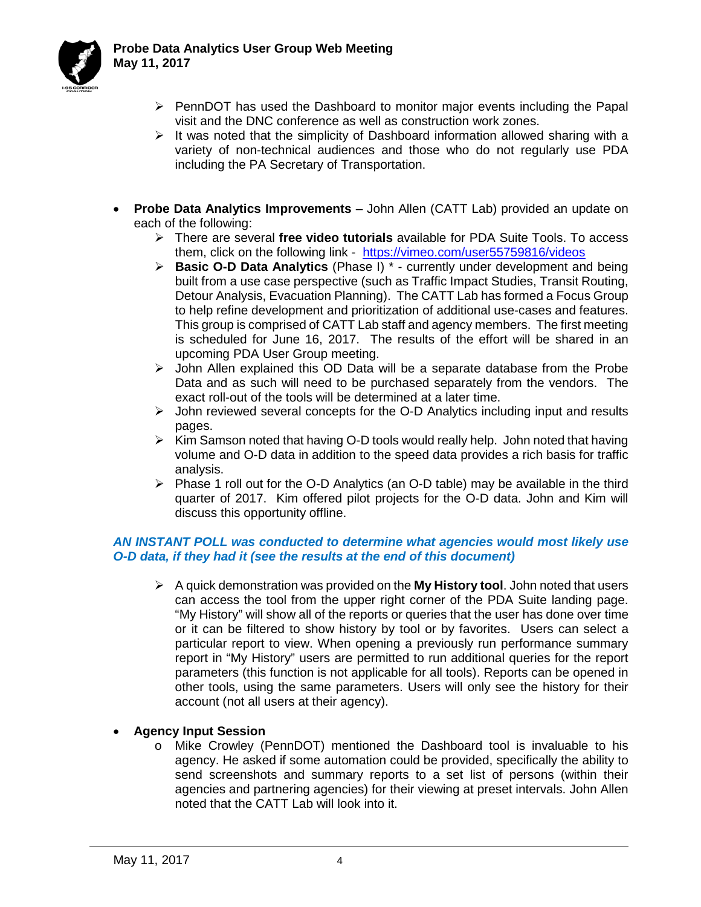- PennDOT has used the Dashboard to monitor major events including the Papal visit and the DNC conference as well as construction work zones.
- It was noted that the simplicity of Dashboard information allowed sharing with a variety of non-technical audiences and those who do not regularly use PDA including the PA Secretary of Transportation.

- **Probe Data Analytics Improvements** – John Allen (CATT Lab) provided an update on each of the following:
  - There are several **free video tutorials** available for PDA Suite Tools. To access them, click on the following link - [https://vimeo.com/user55759816/videos](https://vimeo.com/user55759816/videos)
  - **Basic O-D Data Analytics** (Phase I) * - currently under development and being built from a use case perspective (such as Traffic Impact Studies, Transit Routing, Detour Analysis, Evacuation Planning). The CATT Lab has formed a Focus Group to help refine development and prioritization of additional use-cases and features. This group is comprised of CATT Lab staff and agency members. The first meeting is scheduled for June 16, 2017. The results of the effort will be shared in an upcoming PDA User Group meeting.
  - John Allen explained this OD Data will be a separate database from the Probe Data and as such will need to be purchased separately from the vendors. The exact roll-out of the tools will be determined at a later time.
  - John reviewed several concepts for the O-D Analytics including input and results pages.
  - Kim Samson noted that having O-D tools would really help. John noted that having volume and O-D data in addition to the speed data provides a rich basis for traffic analysis.
  - Phase 1 roll out for the O-D Analytics (an O-D table) may be available in the third quarter of 2017. Kim offered pilot projects for the O-D data. John and Kim will discuss this opportunity offline.

***AN INSTANT POLL was conducted to determine what agencies would most likely use O-D data, if they had it (see the results at the end of this document)***

  - A quick demonstration was provided on the **My History tool**. John noted that users can access the tool from the upper right corner of the PDA Suite landing page. "My History" will show all of the reports or queries that the user has done over time or it can be filtered to show history by tool or by favorites. Users can select a particular report to view. When opening a previously run performance summary report in "My History" users are permitted to run additional queries for the report parameters (this function is not applicable for all tools). Reports can be opened in other tools, using the same parameters. Users will only see the history for their account (not all users at their agency).

- **Agency Input Session**
  - Mike Crowley (PennDOT) mentioned the Dashboard tool is invaluable to his agency. He asked if some automation could be provided, specifically the ability to send screenshots and summary reports to a set list of persons (within their agencies and partnering agencies) for their viewing at preset intervals. John Allen noted that the CATT Lab will look into it.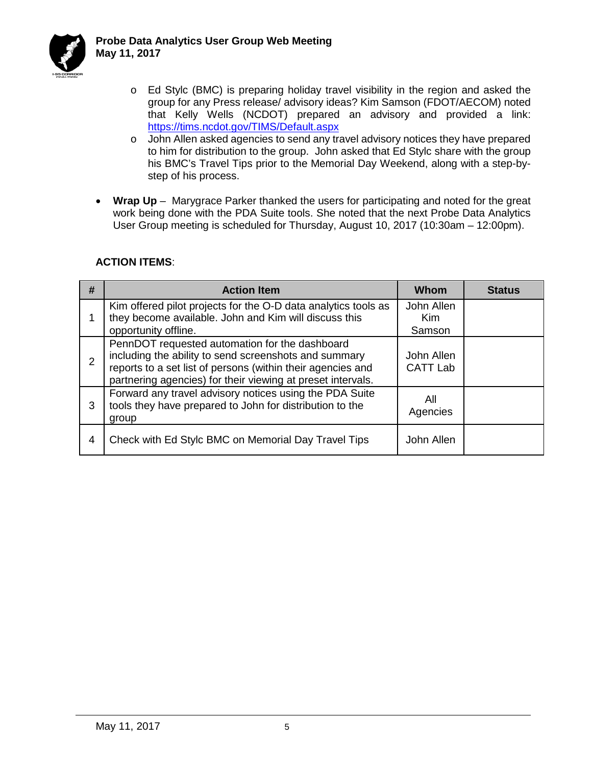- Ed Stylc (BMC) is preparing holiday travel visibility in the region and asked the group for any Press release/ advisory ideas? Kim Samson (FDOT/AECOM) noted that Kelly Wells (NCDOT) prepared an advisory and provided a link: [https://tims.ncdot.gov/TIMS/Default.aspx](https://tims.ncdot.gov/TIMS/Default.aspx)
- John Allen asked agencies to send any travel advisory notices they have prepared to him for distribution to the group. John asked that Ed Stylc share with the group his BMC's Travel Tips prior to the Memorial Day Weekend, along with a step-by-step of his process.

- **Wrap Up** – Marygrace Parker thanked the users for participating and noted for the great work being done with the PDA Suite tools. She noted that the next Probe Data Analytics User Group meeting is scheduled for Thursday, August 10, 2017 (10:30am – 12:00pm).

**ACTION ITEMS**:

| # | Action Item | Whom | Status |
|---|---|---|---|
| 1 | Kim offered pilot projects for the O-D data analytics tools as they become available. John and Kim will discuss this opportunity offline. | John Allen Kim Samson | |
| 2 | PennDOT requested automation for the dashboard including the ability to send screenshots and summary reports to a set list of persons (within their agencies and partnering agencies) for their viewing at preset intervals. | John Allen CATT Lab | |
| 3 | Forward any travel advisory notices using the PDA Suite tools they have prepared to John for distribution to the group | All Agencies | |
| 4 | Check with Ed Stylc BMC on Memorial Day Travel Tips | John Allen | |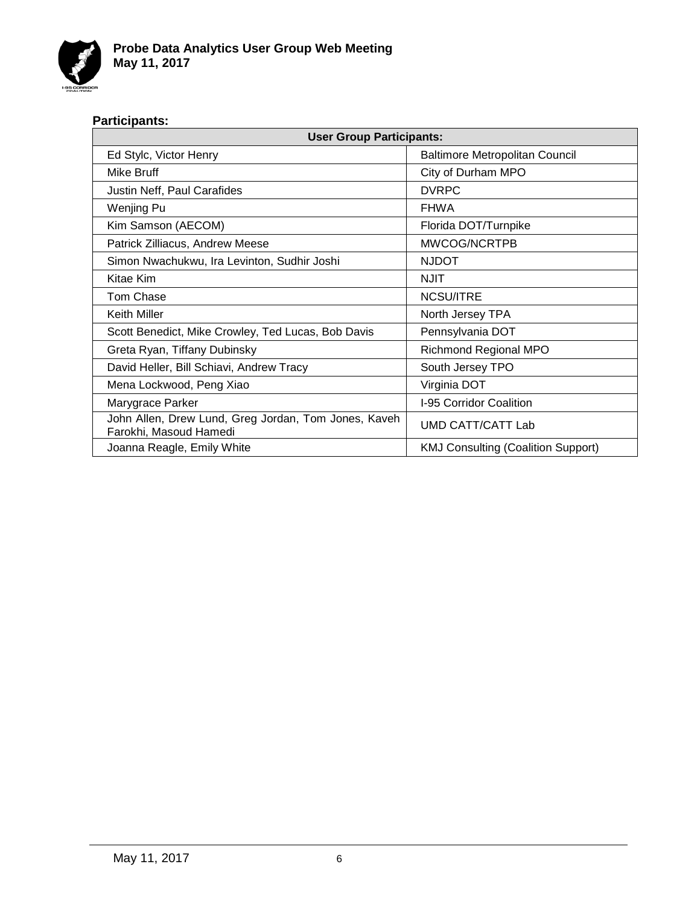**Participants:**

| User Group Participants: | |
|---|---|
| Ed Stylc, Victor Henry | Baltimore Metropolitan Council |
| Mike Bruff | City of Durham MPO |
| Justin Neff, Paul Carafides | DVRPC |
| Wenjing Pu | FHWA |
| Kim Samson (AECOM) | Florida DOT/Turnpike |
| Patrick Zilliacus, Andrew Meese | MWCOG/NCRTPB |
| Simon Nwachukwu, Ira Levinton, Sudhir Joshi | NJDOT |
| Kitae Kim | NJIT |
| Tom Chase | NCSU/ITRE |
| Keith Miller | North Jersey TPA |
| Scott Benedict, Mike Crowley, Ted Lucas, Bob Davis | Pennsylvania DOT |
| Greta Ryan, Tiffany Dubinsky | Richmond Regional MPO |
| David Heller, Bill Schiavi, Andrew Tracy | South Jersey TPO |
| Mena Lockwood, Peng Xiao | Virginia DOT |
| Marygrace Parker | I-95 Corridor Coalition |
| John Allen, Drew Lund, Greg Jordan, Tom Jones, Kaveh Farokhi, Masoud Hamedi | UMD CATT/CATT Lab |
| Joanna Reagle, Emily White | KMJ Consulting (Coalition Support) |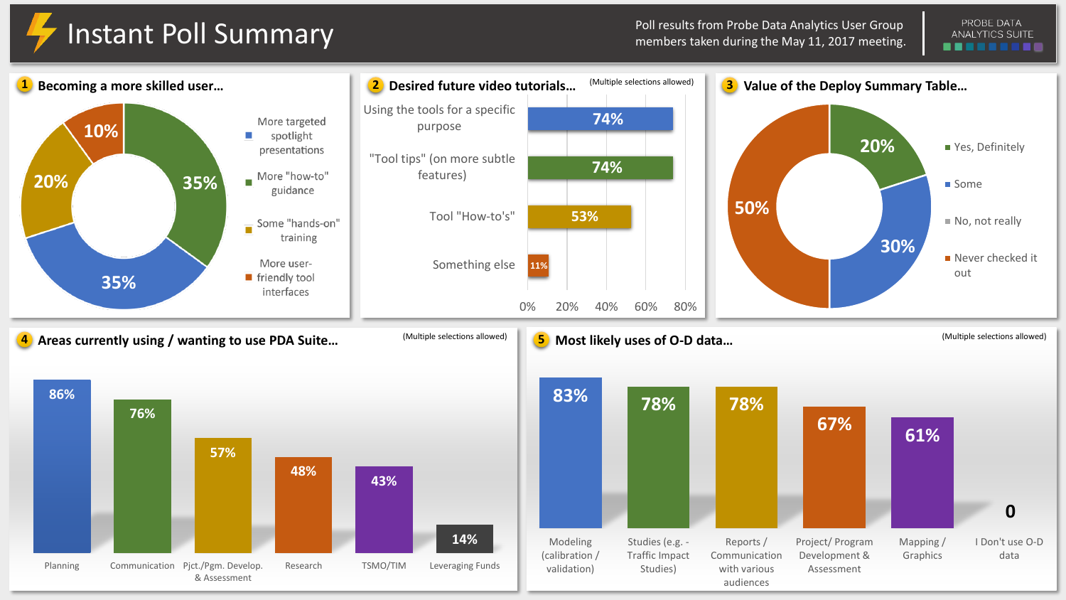# Instant Poll Summary

Poll results from Probe Data Analytics User Group members taken during the May 11, 2017 meeting.

PROBE DATA ANALYTICS SUITE

## 1 Becoming a more skilled user…

10%
35%
20%
35%

More targeted spotlight presentations
More "how-to" guidance
Some "hands-on" training
More user-friendly tool interfaces

## 2 Desired future video tutorials…

(Multiple selections allowed)

Using the tools for a specific purpose
74%
"Tool tips" (on more subtle features)
74%
Tool "How-to's"
53%
Something else
11%

0% 20% 40% 60% 80%

## 3 Value of the Deploy Summary Table…

20%
50%
30%

Yes, Definitely
Some
No, not really
Never checked it out

## 4 Areas currently using / wanting to use PDA Suite…

(Multiple selections allowed)

86%
Planning
76%
Communication
57%
Pjct./Pgm. Develop. & Assessment
48%
Research
43%
TSMO/TIM
14%
Leveraging Funds

## 5 Most likely uses of O-D data…

(Multiple selections allowed)

83%
Modeling (calibration / validation)
78%
Studies (e.g. - Traffic Impact Studies)
78%
Reports / Communication with various audiences
67%
Project/ Program Development & Assessment
61%
Mapping / Graphics
0
I Don't use O-D data